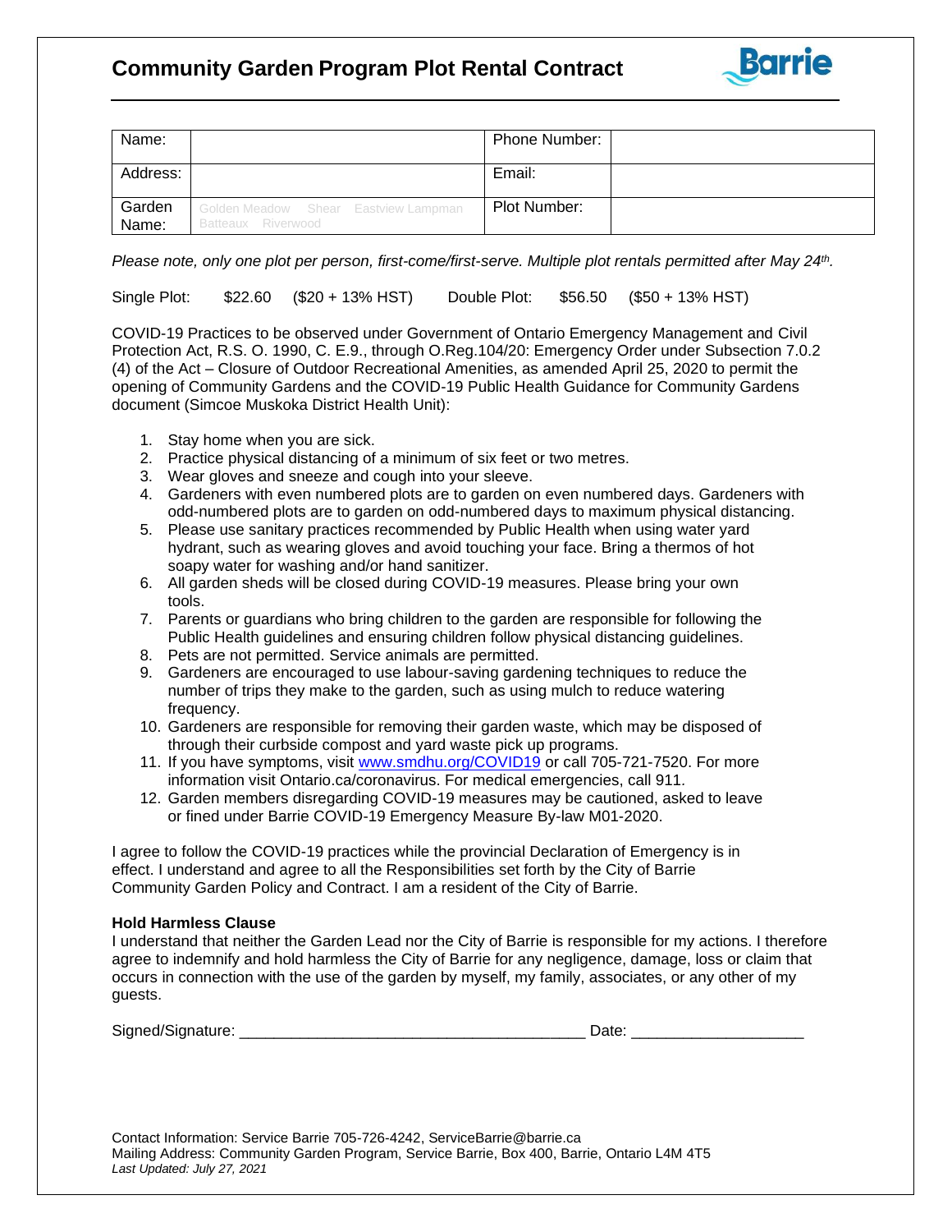# Community Garden Program Plot Rental Contract

| Name: | | Phone Number: | |
|---|---|---|---|
| Address: | | Email: | |
| Garden Name: | Golden Meadow Shear Eastview Lampman Batteaux Riverwood | Plot Number: | |

*Please note, only one plot per person, first-come/first-serve. Multiple plot rentals permitted after May 24th.*

Single Plot: $22.60 ($20 + 13% HST) Double Plot: $56.50 ($50 + 13% HST)

COVID-19 Practices to be observed under Government of Ontario Emergency Management and Civil Protection Act, R.S. O. 1990, C. E.9., through O.Reg.104/20: Emergency Order under Subsection 7.0.2 (4) of the Act – Closure of Outdoor Recreational Amenities, as amended April 25, 2020 to permit the opening of Community Gardens and the COVID-19 Public Health Guidance for Community Gardens document (Simcoe Muskoka District Health Unit):

1. Stay home when you are sick.
2. Practice physical distancing of a minimum of six feet or two metres.
3. Wear gloves and sneeze and cough into your sleeve.
4. Gardeners with even numbered plots are to garden on even numbered days. Gardeners with odd-numbered plots are to garden on odd-numbered days to maximum physical distancing.
5. Please use sanitary practices recommended by Public Health when using water yard hydrant, such as wearing gloves and avoid touching your face. Bring a thermos of hot soapy water for washing and/or hand sanitizer.
6. All garden sheds will be closed during COVID-19 measures. Please bring your own tools.
7. Parents or guardians who bring children to the garden are responsible for following the Public Health guidelines and ensuring children follow physical distancing guidelines.
8. Pets are not permitted. Service animals are permitted.
9. Gardeners are encouraged to use labour-saving gardening techniques to reduce the number of trips they make to the garden, such as using mulch to reduce watering frequency.
10. Gardeners are responsible for removing their garden waste, which may be disposed of through their curbside compost and yard waste pick up programs.
11. If you have symptoms, visit www.smdhu.org/COVID19 or call 705-721-7520. For more information visit Ontario.ca/coronavirus. For medical emergencies, call 911.
12. Garden members disregarding COVID-19 measures may be cautioned, asked to leave or fined under Barrie COVID-19 Emergency Measure By-law M01-2020.

I agree to follow the COVID-19 practices while the provincial Declaration of Emergency is in effect. I understand and agree to all the Responsibilities set forth by the City of Barrie Community Garden Policy and Contract. I am a resident of the City of Barrie.

**Hold Harmless Clause**

I understand that neither the Garden Lead nor the City of Barrie is responsible for my actions. I therefore agree to indemnify and hold harmless the City of Barrie for any negligence, damage, loss or claim that occurs in connection with the use of the garden by myself, my family, associates, or any other of my guests.

Signed/Signature: ________________________________________ Date: ____________________

Contact Information: Service Barrie 705-726-4242, ServiceBarrie@barrie.ca
Mailing Address: Community Garden Program, Service Barrie, Box 400, Barrie, Ontario L4M 4T5
*Last Updated: July 27, 2021*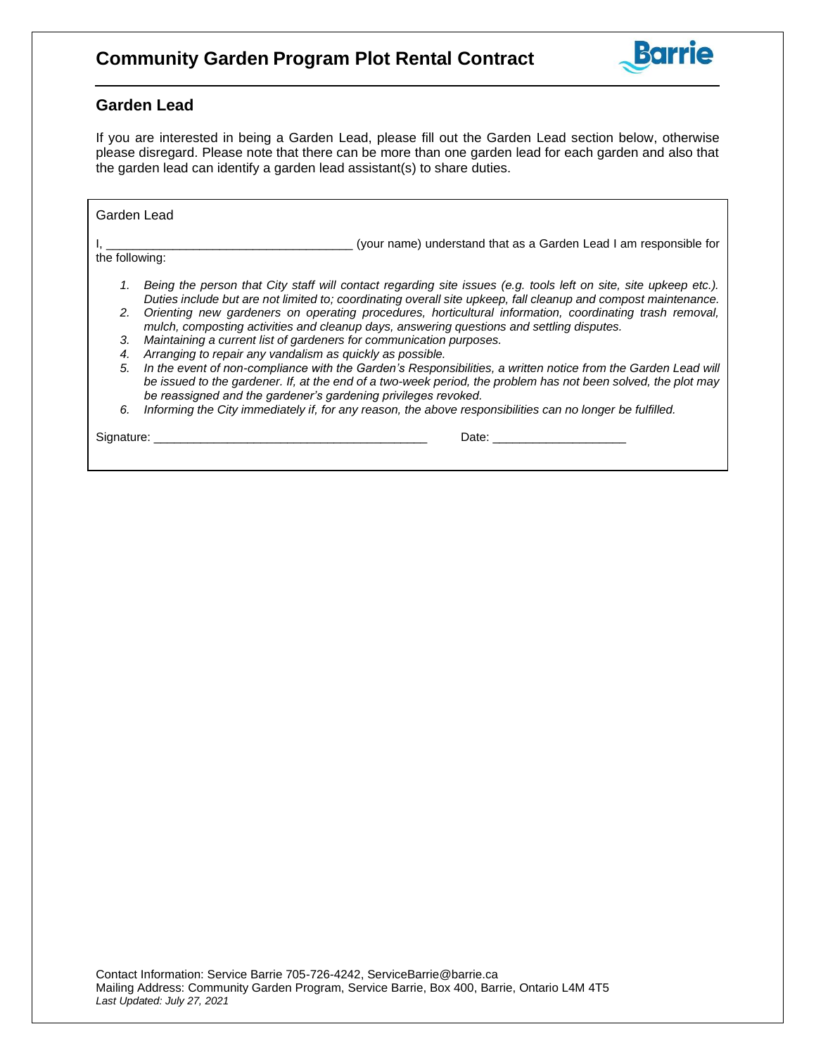# Community Garden Program Plot Rental Contract

## Garden Lead

If you are interested in being a Garden Lead, please fill out the Garden Lead section below, otherwise please disregard. Please note that there can be more than one garden lead for each garden and also that the garden lead can identify a garden lead assistant(s) to share duties.

Garden Lead

I, ____________________________________ (your name) understand that as a Garden Lead I am responsible for the following:

1. *Being the person that City staff will contact regarding site issues (e.g. tools left on site, site upkeep etc.). Duties include but are not limited to; coordinating overall site upkeep, fall cleanup and compost maintenance.*
2. *Orienting new gardeners on operating procedures, horticultural information, coordinating trash removal, mulch, composting activities and cleanup days, answering questions and settling disputes.*
3. *Maintaining a current list of gardeners for communication purposes.*
4. *Arranging to repair any vandalism as quickly as possible.*
5. *In the event of non-compliance with the Garden's Responsibilities, a written notice from the Garden Lead will be issued to the gardener. If, at the end of a two-week period, the problem has not been solved, the plot may be reassigned and the gardener's gardening privileges revoked.*
6. *Informing the City immediately if, for any reason, the above responsibilities can no longer be fulfilled.*

Signature: ________________________________________ Date: ____________________

Contact Information: Service Barrie 705-726-4242, ServiceBarrie@barrie.ca
Mailing Address: Community Garden Program, Service Barrie, Box 400, Barrie, Ontario L4M 4T5
*Last Updated: July 27, 2021*